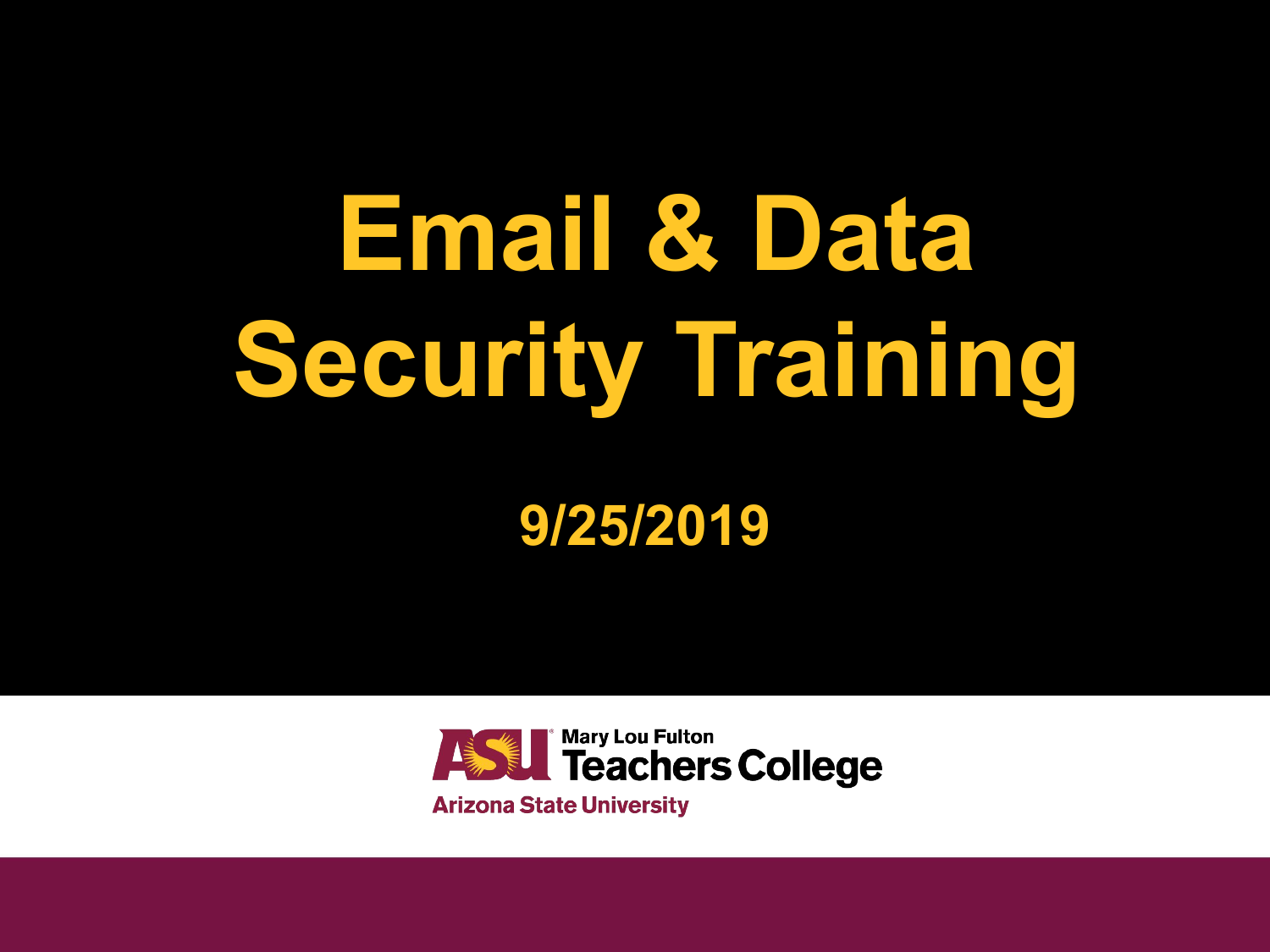# Email & Data Security Training

9/25/2019

Mary Lou Fulton Teachers College

Arizona State University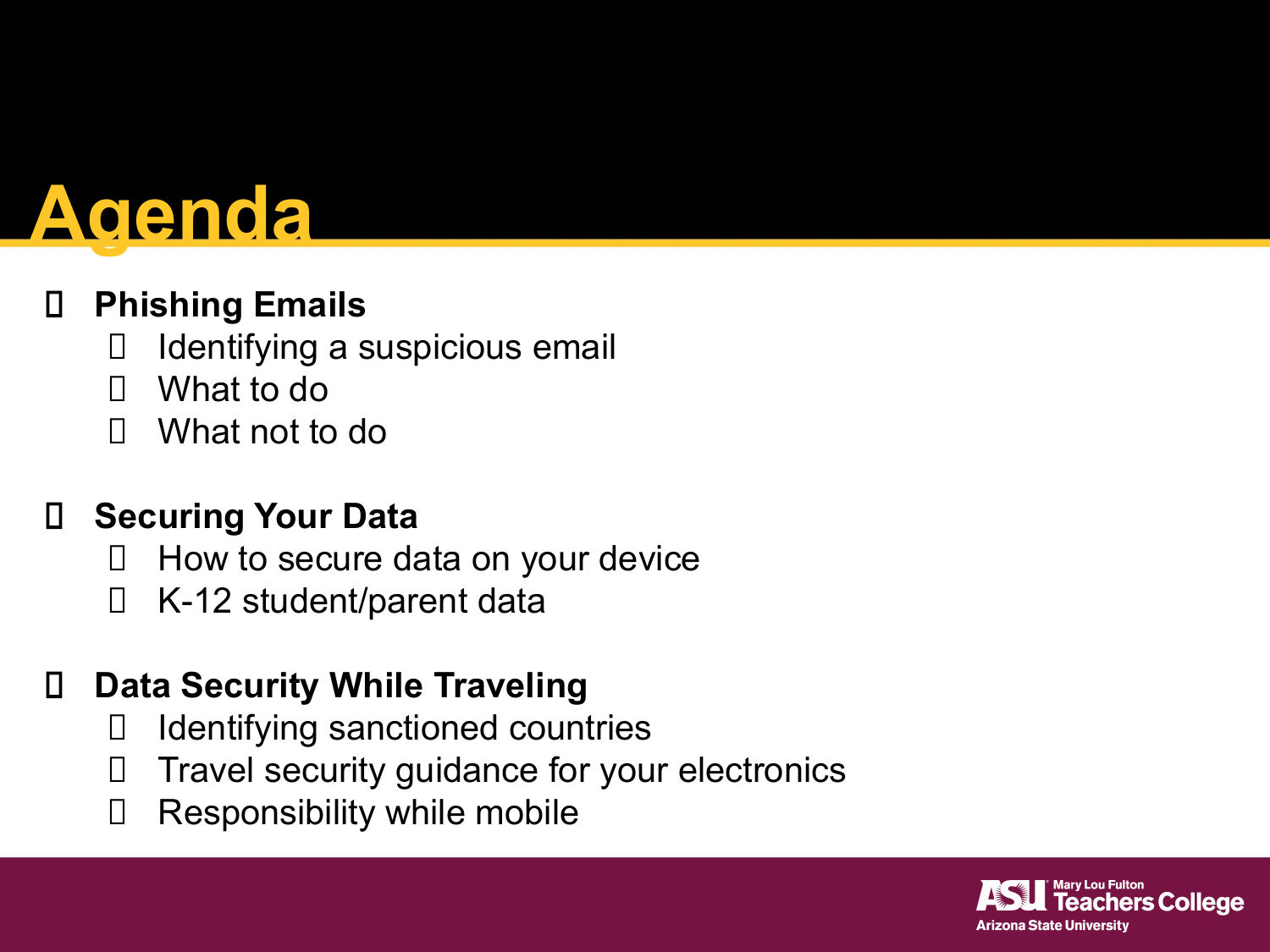# Agenda

- **Phishing Emails**
  - Identifying a suspicious email
  - What to do
  - What not to do

- **Securing Your Data**
  - How to secure data on your device
  - K-12 student/parent data

- **Data Security While Traveling**
  - Identifying sanctioned countries
  - Travel security guidance for your electronics
  - Responsibility while mobile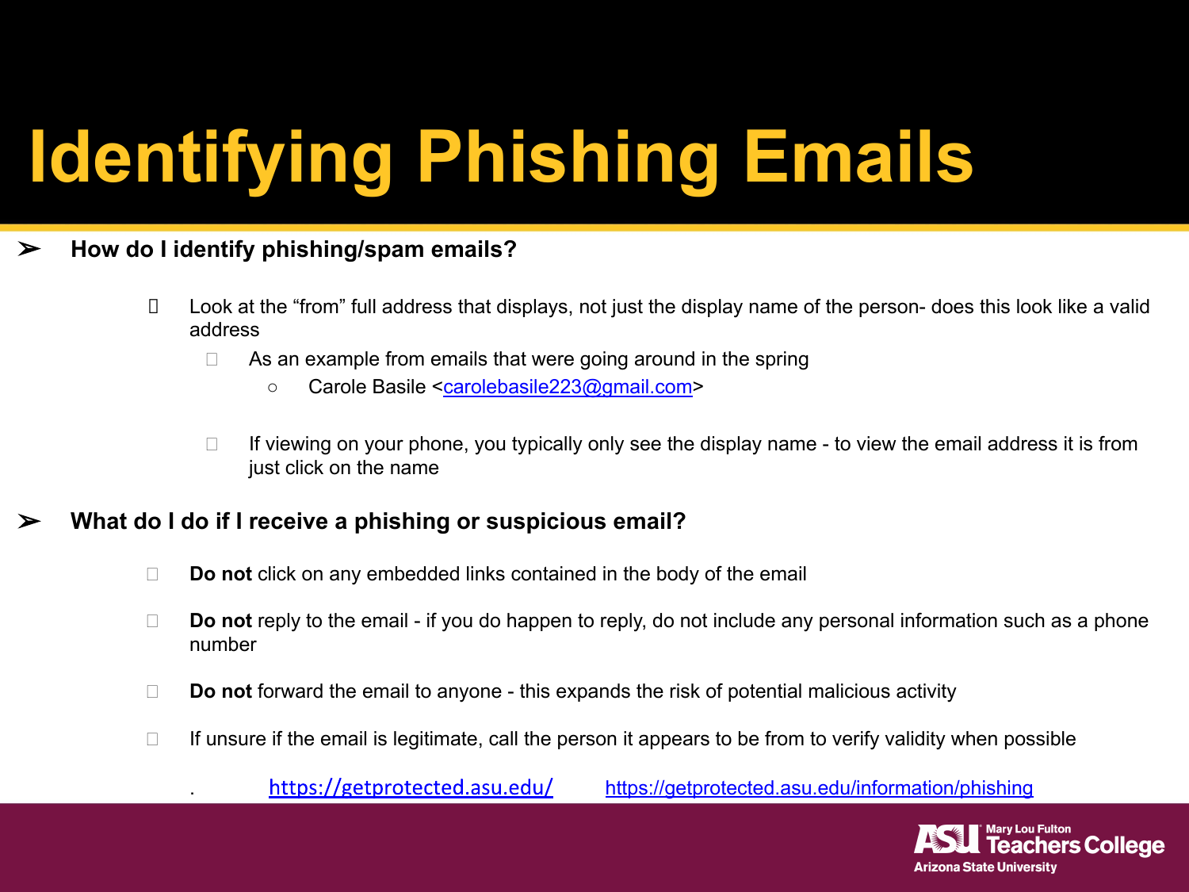# Identifying Phishing Emails

- **How do I identify phishing/spam emails?**
  - Look at the "from" full address that displays, not just the display name of the person- does this look like a valid address
    - As an example from emails that were going around in the spring
      - Carole Basile <carolebasile223@gmail.com>
    - If viewing on your phone, you typically only see the display name - to view the email address it is from just click on the name

- **What do I do if I receive a phishing or suspicious email?**
  - **Do not** click on any embedded links contained in the body of the email
  - **Do not** reply to the email - if you do happen to reply, do not include any personal information such as a phone number
  - **Do not** forward the email to anyone - this expands the risk of potential malicious activity
  - If unsure if the email is legitimate, call the person it appears to be from to verify validity when possible

. https://getprotected.asu.edu/ https://getprotected.asu.edu/information/phishing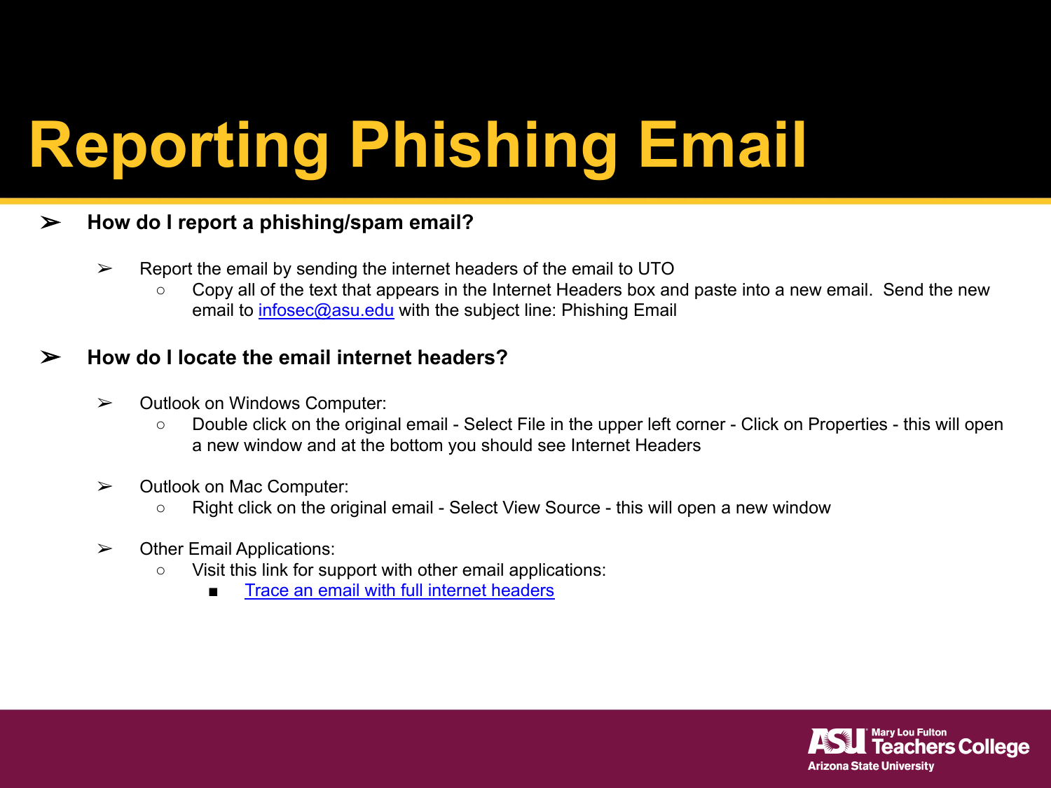# Reporting Phishing Email

- **How do I report a phishing/spam email?**
  - Report the email by sending the internet headers of the email to UTO
    - Copy all of the text that appears in the Internet Headers box and paste into a new email.  Send the new email to [infosec@asu.edu](mailto:infosec@asu.edu) with the subject line: Phishing Email

- **How do I locate the email internet headers?**
  - Outlook on Windows Computer:
    - Double click on the original email - Select File in the upper left corner - Click on Properties - this will open a new window and at the bottom you should see Internet Headers
  - Outlook on Mac Computer:
    - Right click on the original email - Select View Source - this will open a new window
  - Other Email Applications:
    - Visit this link for support with other email applications:
      - Trace an email with full internet headers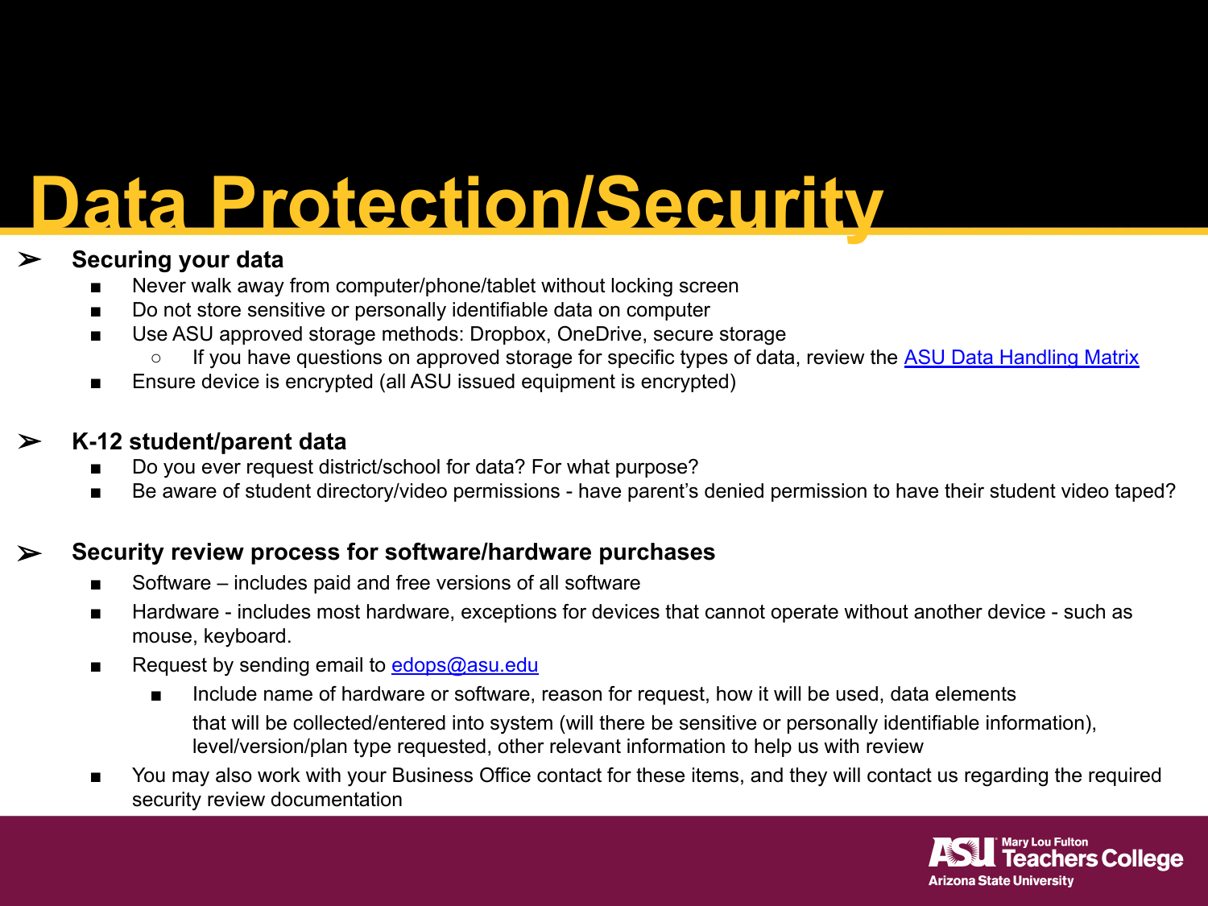# Data Protection/Security

- **Securing your data**
  - Never walk away from computer/phone/tablet without locking screen
  - Do not store sensitive or personally identifiable data on computer
  - Use ASU approved storage methods: Dropbox, OneDrive, secure storage
    - If you have questions on approved storage for specific types of data, review the [ASU Data Handling Matrix]
  - Ensure device is encrypted (all ASU issued equipment is encrypted)

- **K-12 student/parent data**
  - Do you ever request district/school for data? For what purpose?
  - Be aware of student directory/video permissions - have parent's denied permission to have their student video taped?

- **Security review process for software/hardware purchases**
  - Software – includes paid and free versions of all software
  - Hardware - includes most hardware, exceptions for devices that cannot operate without another device - such as mouse, keyboard.
  - Request by sending email to edops@asu.edu
    - Include name of hardware or software, reason for request, how it will be used, data elements that will be collected/entered into system (will there be sensitive or personally identifiable information), level/version/plan type requested, other relevant information to help us with review
  - You may also work with your Business Office contact for these items, and they will contact us regarding the required security review documentation

ASU Mary Lou Fulton Teachers College
Arizona State University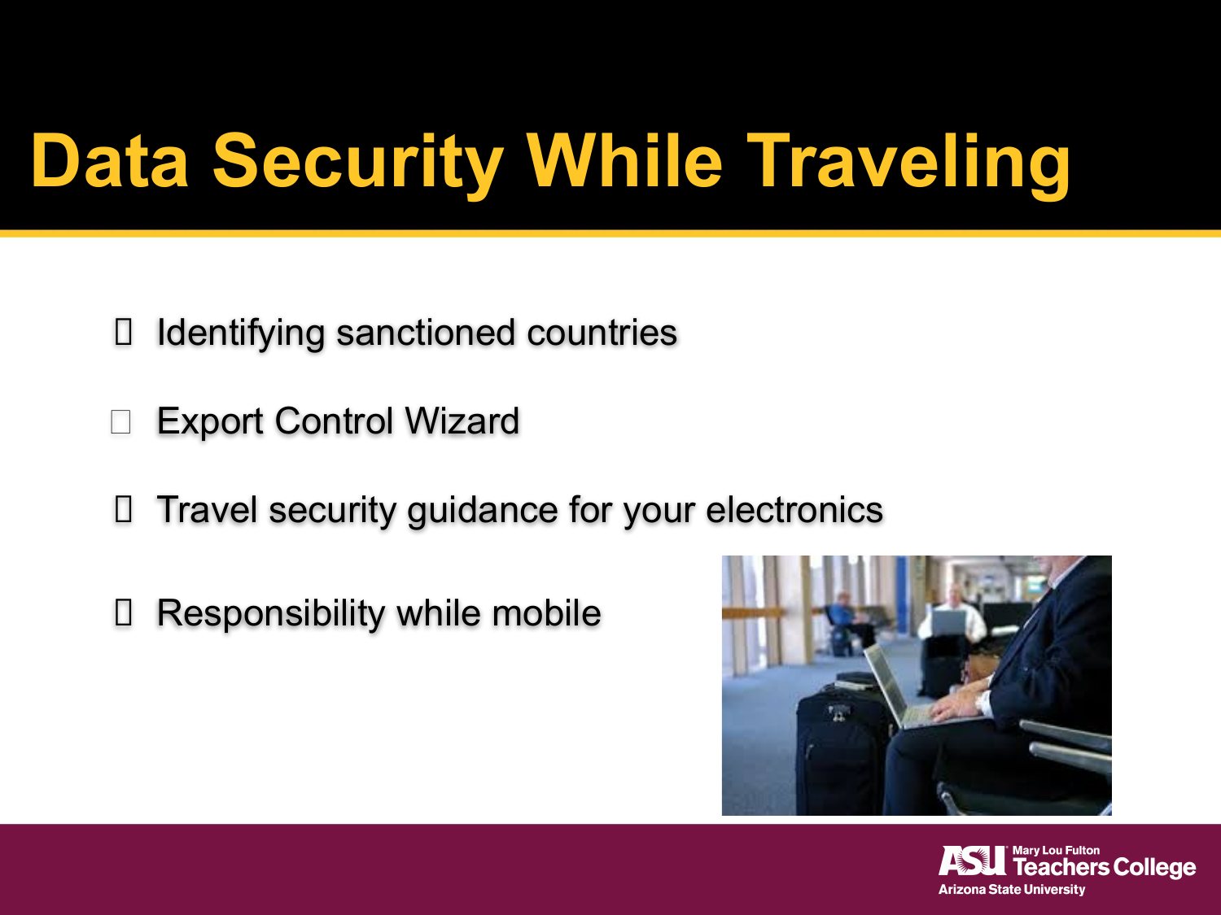# Data Security While Traveling

- Identifying sanctioned countries
- Export Control Wizard
- Travel security guidance for your electronics
- Responsibility while mobile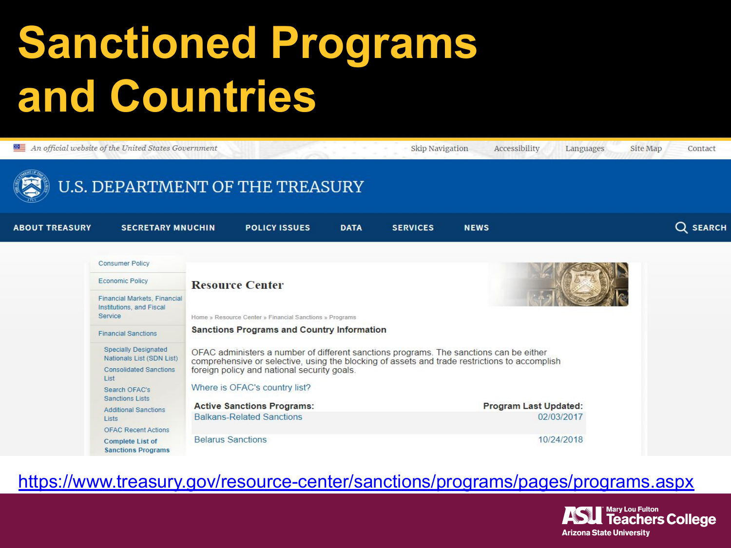# Sanctioned Programs and Countries

*An official website of the United States Government*

Skip Navigation | Accessibility | Languages | Site Map | Contact

U.S. DEPARTMENT OF THE TREASURY

ABOUT TREASURY | SECRETARY MNUCHIN | POLICY ISSUES | DATA | SERVICES | NEWS | SEARCH

- Consumer Policy
- Economic Policy
- Financial Markets, Financial Institutions, and Fiscal Service
- Financial Sanctions
  - Specially Designated Nationals List (SDN List)
  - Consolidated Sanctions List
  - Search OFAC's Sanctions Lists
  - Additional Sanctions Lists
  - OFAC Recent Actions
  - **Complete List of Sanctions Programs**

## Resource Center

Home » Resource Center » Financial Sanctions » Programs

### Sanctions Programs and Country Information

OFAC administers a number of different sanctions programs. The sanctions can be either comprehensive or selective, using the blocking of assets and trade restrictions to accomplish foreign policy and national security goals.

Where is OFAC's country list?

| Active Sanctions Programs: | Program Last Updated: |
|---|---|
| Balkans-Related Sanctions | 02/03/2017 |
| Belarus Sanctions | 10/24/2018 |

https://www.treasury.gov/resource-center/sanctions/programs/pages/programs.aspx

ASU Mary Lou Fulton Teachers College
Arizona State University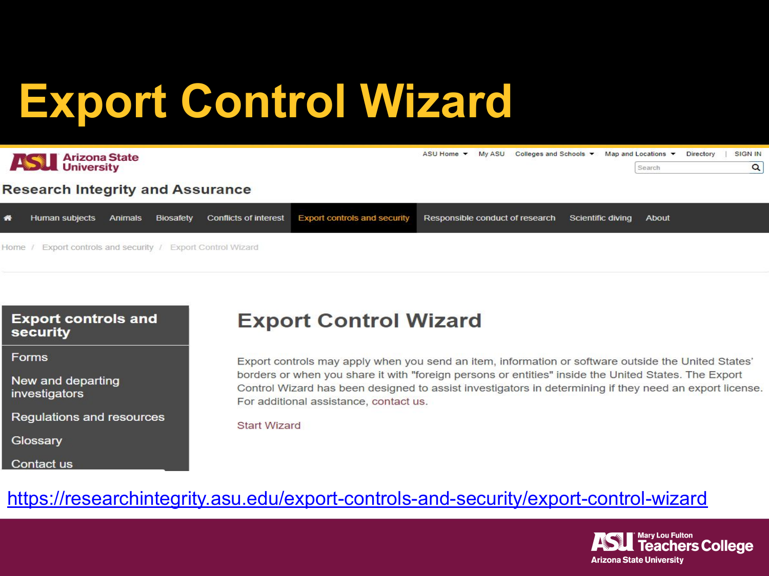# Export Control Wizard

Arizona State University

Research Integrity and Assurance

ASU Home | My ASU | Colleges and Schools | Map and Locations | Directory | SIGN IN

Search

Human subjects | Animals | Biosafety | Conflicts of interest | Export controls and security | Responsible conduct of research | Scientific diving | About

Home / Export controls and security / Export Control Wizard

**Export controls and security**

- Forms
- New and departing investigators
- Regulations and resources
- Glossary
- Contact us

## Export Control Wizard

Export controls may apply when you send an item, information or software outside the United States' borders or when you share it with "foreign persons or entities" inside the United States. The Export Control Wizard has been designed to assist investigators in determining if they need an export license. For additional assistance, contact us.

Start Wizard

https://researchintegrity.asu.edu/export-controls-and-security/export-control-wizard

ASU Mary Lou Fulton Teachers College
Arizona State University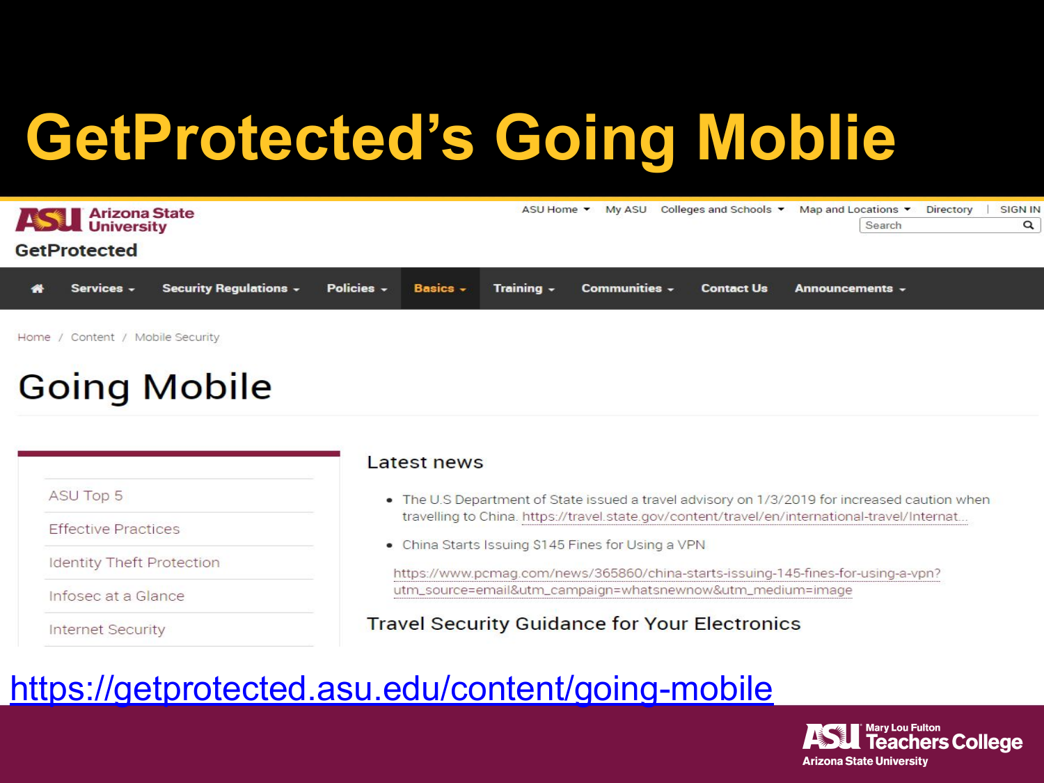# GetProtected's Going Moblie

Arizona State University

GetProtected

ASU Home | My ASU | Colleges and Schools | Map and Locations | Directory | SIGN IN

Search

Services | Security Regulations | Policies | Basics | Training | Communities | Contact Us | Announcements

Home / Content / Mobile Security

## Going Mobile

- ASU Top 5
- Effective Practices
- Identity Theft Protection
- Infosec at a Glance
- Internet Security

### Latest news

- The U.S Department of State issued a travel advisory on 1/3/2019 for increased caution when travelling to China. https://travel.state.gov/content/travel/en/international-travel/Internat...
- China Starts Issuing $145 Fines for Using a VPN

  https://www.pcmag.com/news/365860/china-starts-issuing-145-fines-for-using-a-vpn?utm_source=email&utm_campaign=whatsnewnow&utm_medium=image

### Travel Security Guidance for Your Electronics

https://getprotected.asu.edu/content/going-mobile

Mary Lou Fulton Teachers College, Arizona State University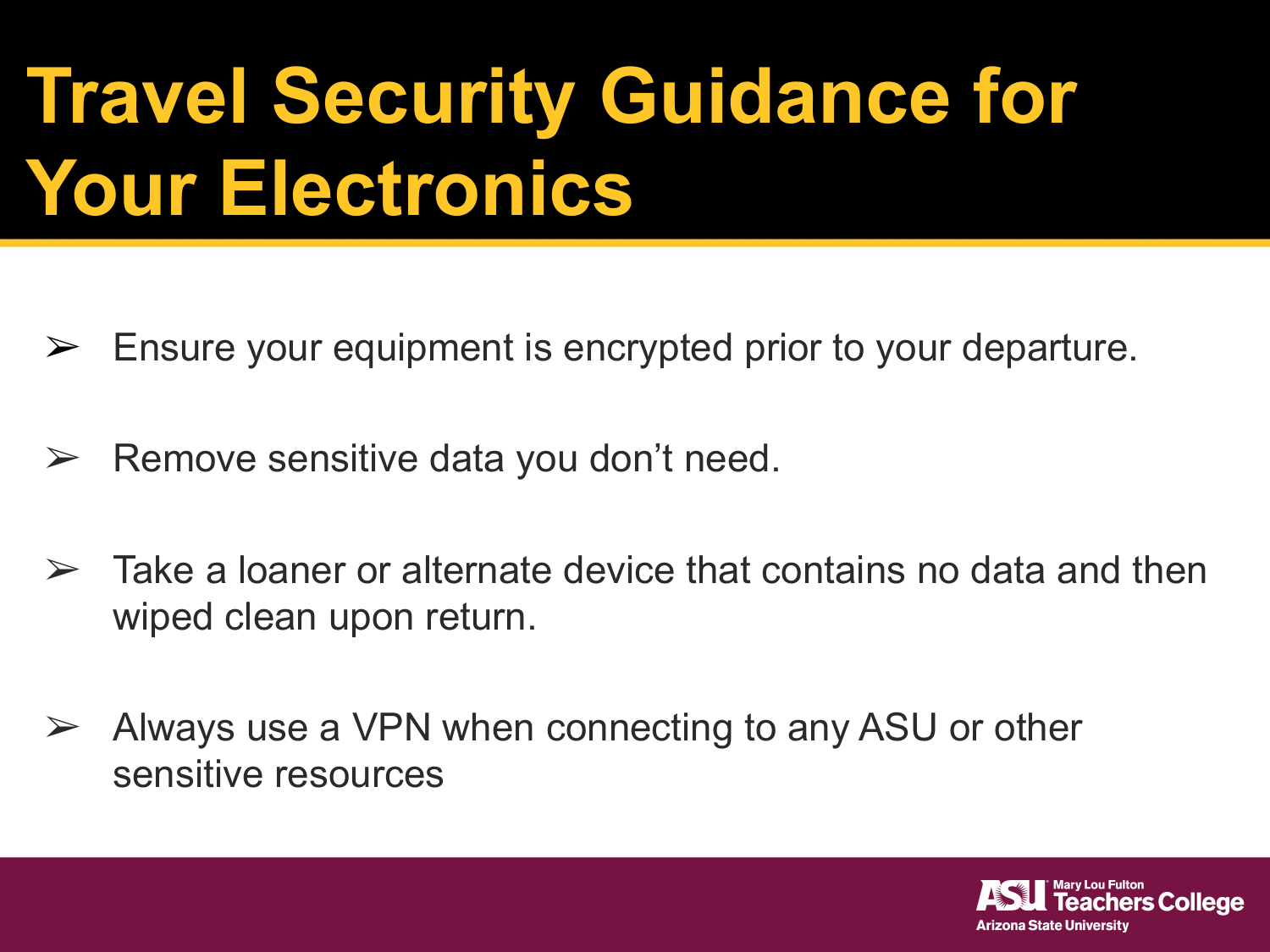# Travel Security Guidance for Your Electronics

- Ensure your equipment is encrypted prior to your departure.
- Remove sensitive data you don't need.
- Take a loaner or alternate device that contains no data and then wiped clean upon return.
- Always use a VPN when connecting to any ASU or other sensitive resources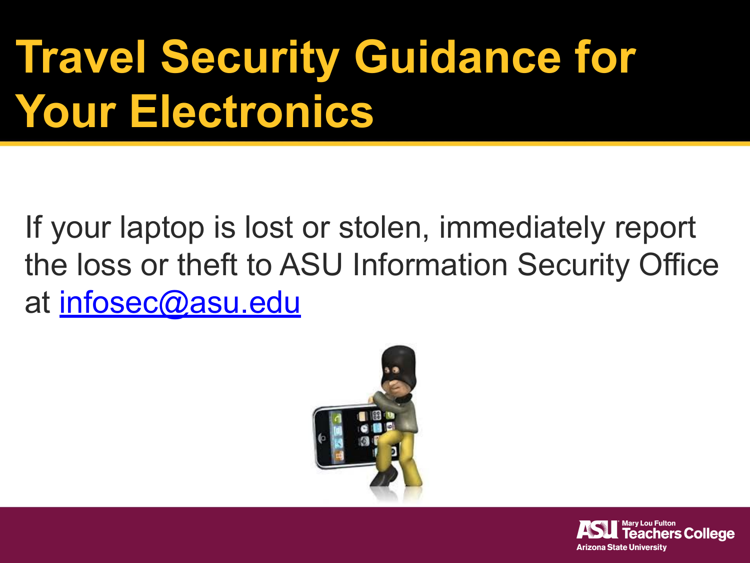# Travel Security Guidance for Your Electronics

If your laptop is lost or stolen, immediately report the loss or theft to ASU Information Security Office at infosec@asu.edu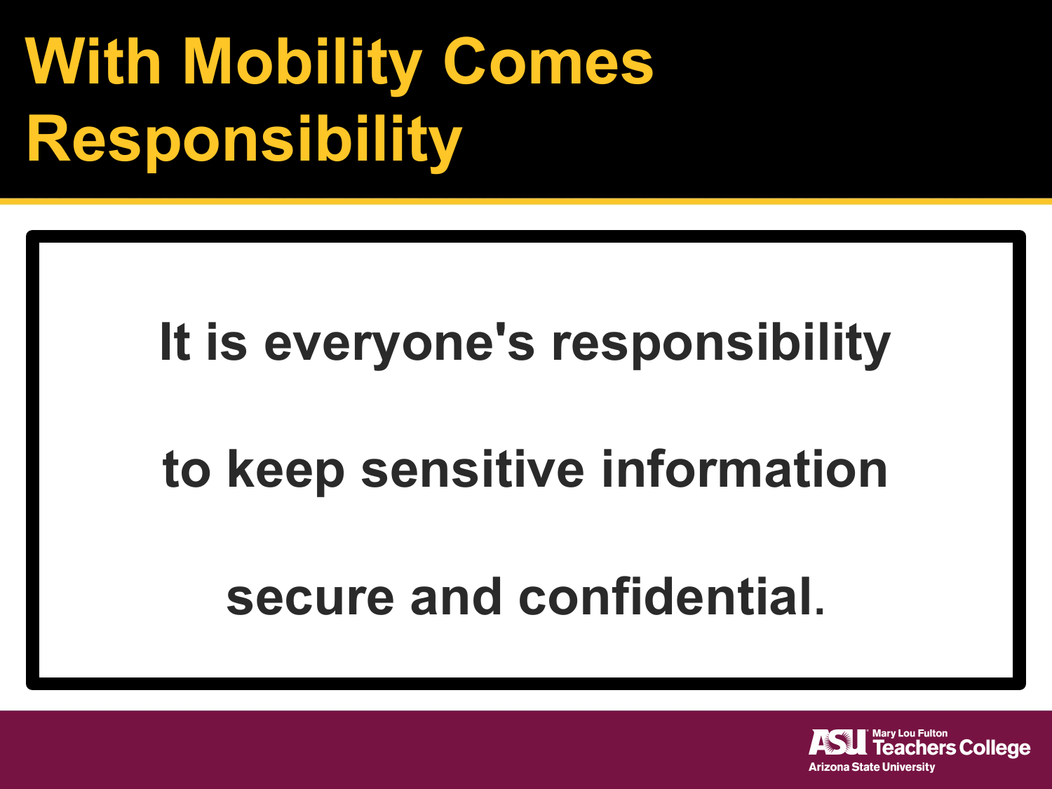# With Mobility Comes Responsibility

**It is everyone's responsibility to keep sensitive information secure and confidential.**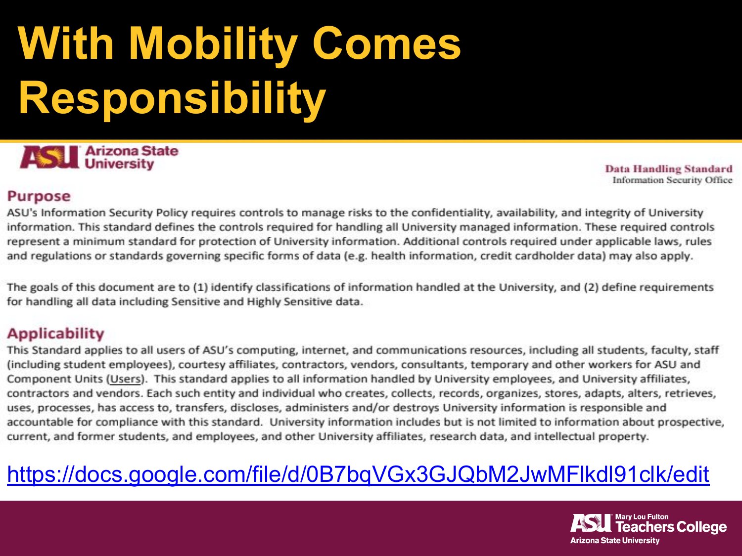# With Mobility Comes Responsibility

Arizona State University

**Data Handling Standard**
Information Security Office

## Purpose

ASU's Information Security Policy requires controls to manage risks to the confidentiality, availability, and integrity of University information. This standard defines the controls required for handling all University managed information. These required controls represent a minimum standard for protection of University information. Additional controls required under applicable laws, rules and regulations or standards governing specific forms of data (e.g. health information, credit cardholder data) may also apply.

The goals of this document are to (1) identify classifications of information handled at the University, and (2) define requirements for handling all data including Sensitive and Highly Sensitive data.

## Applicability

This Standard applies to all users of ASU's computing, internet, and communications resources, including all students, faculty, staff (including student employees), courtesy affiliates, contractors, vendors, consultants, temporary and other workers for ASU and Component Units (Users). This standard applies to all information handled by University employees, and University affiliates, contractors and vendors. Each such entity and individual who creates, collects, records, organizes, stores, adapts, alters, retrieves, uses, processes, has access to, transfers, discloses, administers and/or destroys University information is responsible and accountable for compliance with this standard. University information includes but is not limited to information about prospective, current, and former students, and employees, and other University affiliates, research data, and intellectual property.

https://docs.google.com/file/d/0B7bqVGx3GJQbM2JwMFlkdl91clk/edit

Mary Lou Fulton Teachers College
Arizona State University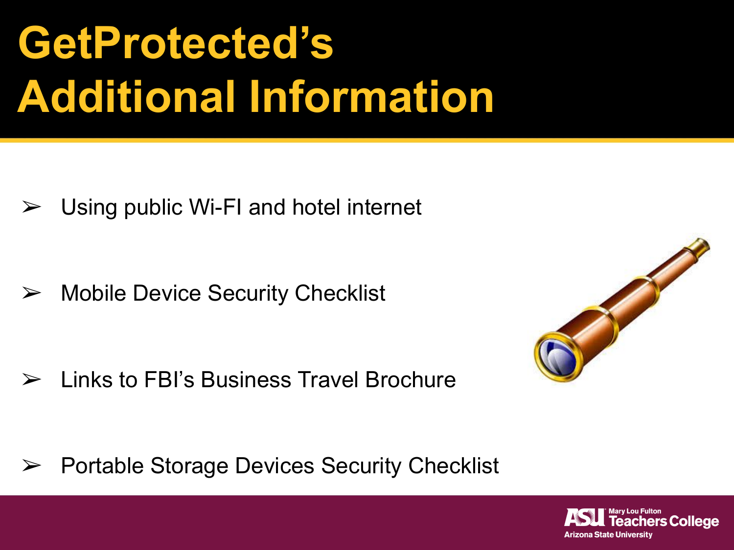# GetProtected's Additional Information

- Using public Wi-FI and hotel internet
- Mobile Device Security Checklist
- Links to FBI's Business Travel Brochure
- Portable Storage Devices Security Checklist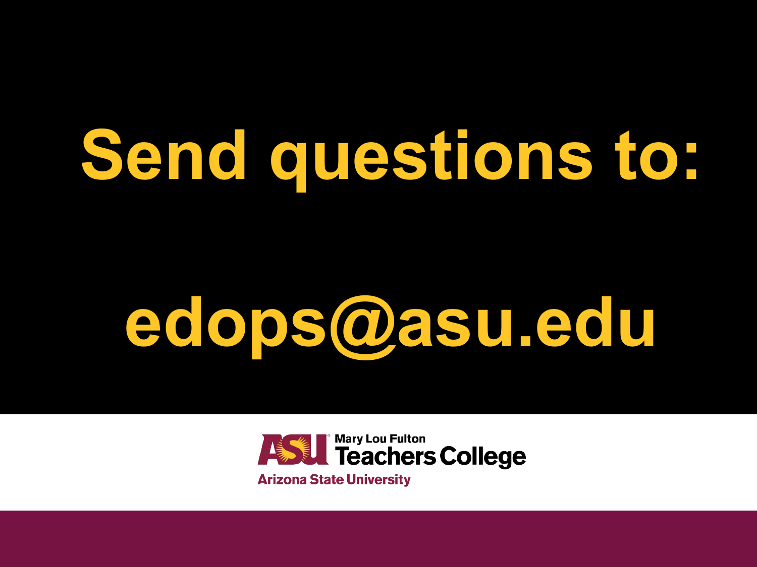# Send questions to:

# edops@asu.edu

ASU Mary Lou Fulton Teachers College
Arizona State University